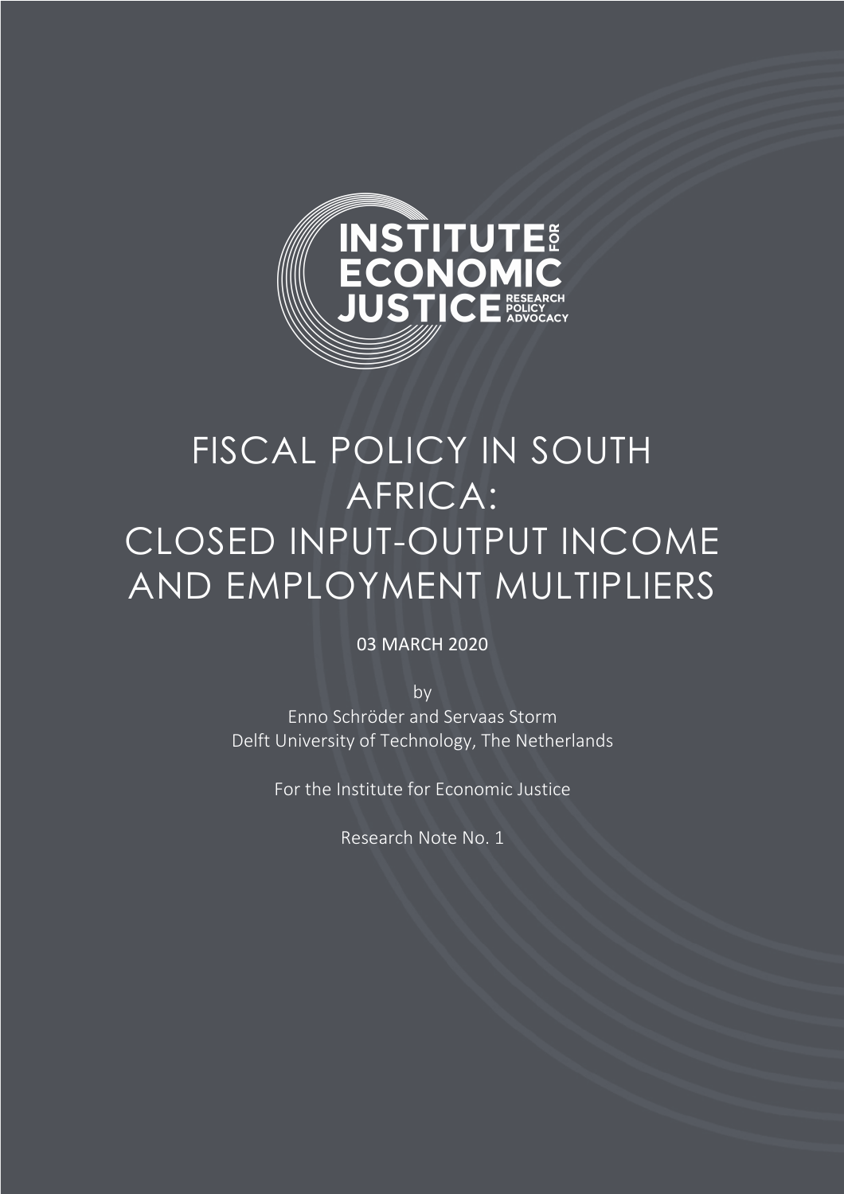INSTITUTE FOR ECONOMIC JUSTICE

RESEARCH POLICY ADVOCACY

# FISCAL POLICY IN SOUTH AFRICA: CLOSED INPUT-OUTPUT INCOME AND EMPLOYMENT MULTIPLIERS

03 MARCH 2020

by

Enno Schröder and Servaas Storm

Delft University of Technology, The Netherlands

For the Institute for Economic Justice

Research Note No. 1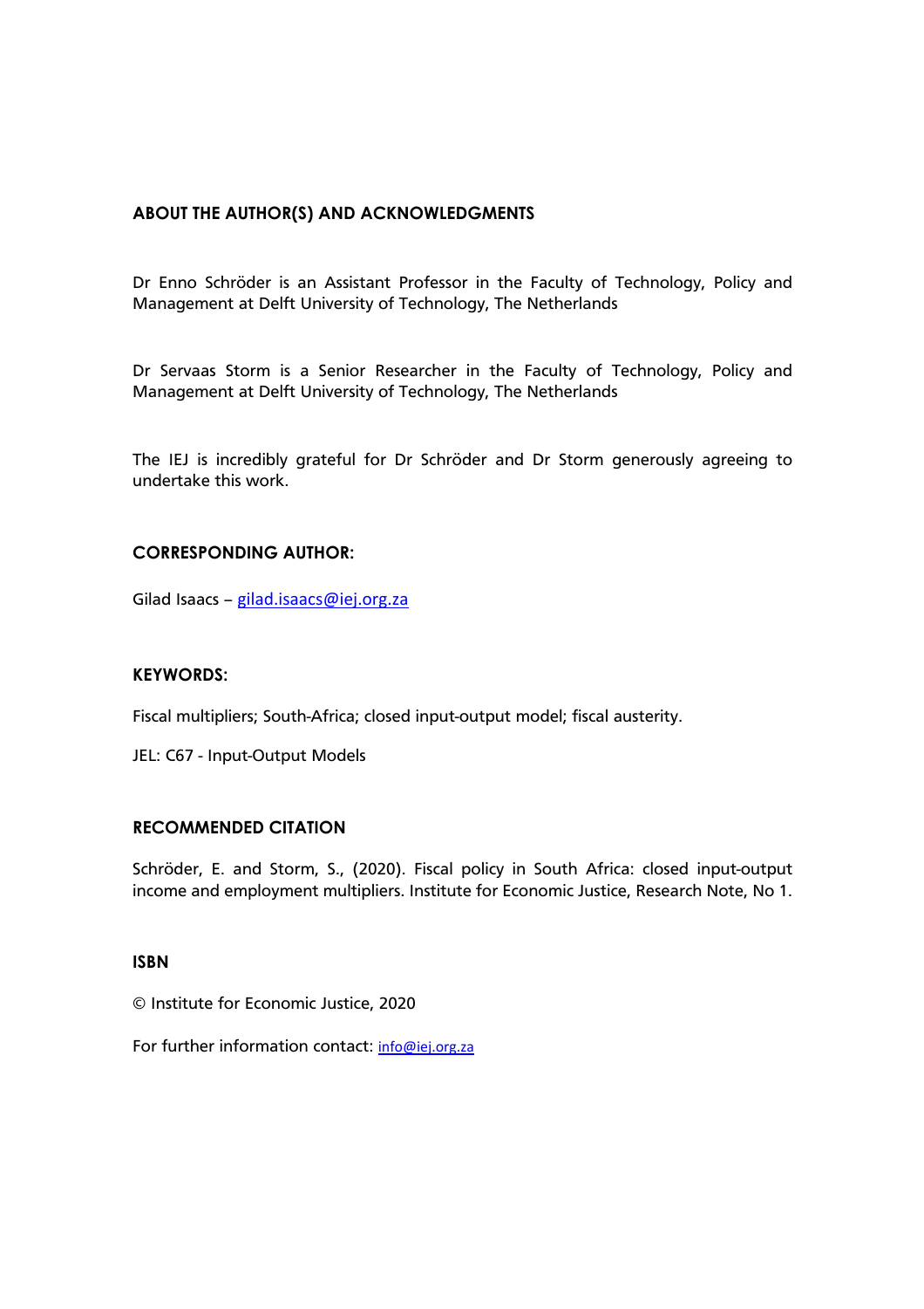## ABOUT THE AUTHOR(S) AND ACKNOWLEDGMENTS

Dr Enno Schröder is an Assistant Professor in the Faculty of Technology, Policy and Management at Delft University of Technology, The Netherlands

Dr Servaas Storm is a Senior Researcher in the Faculty of Technology, Policy and Management at Delft University of Technology, The Netherlands

The IEJ is incredibly grateful for Dr Schröder and Dr Storm generously agreeing to undertake this work.

### CORRESPONDING AUTHOR:

Gilad Isaacs – gilad.isaacs@iej.org.za

### KEYWORDS:

Fiscal multipliers; South-Africa; closed input-output model; fiscal austerity.

JEL: C67 - Input-Output Models

### RECOMMENDED CITATION

Schröder, E. and Storm, S., (2020). Fiscal policy in South Africa: closed input-output income and employment multipliers. Institute for Economic Justice, Research Note, No 1.

### ISBN

© Institute for Economic Justice, 2020

For further information contact: info@iej.org.za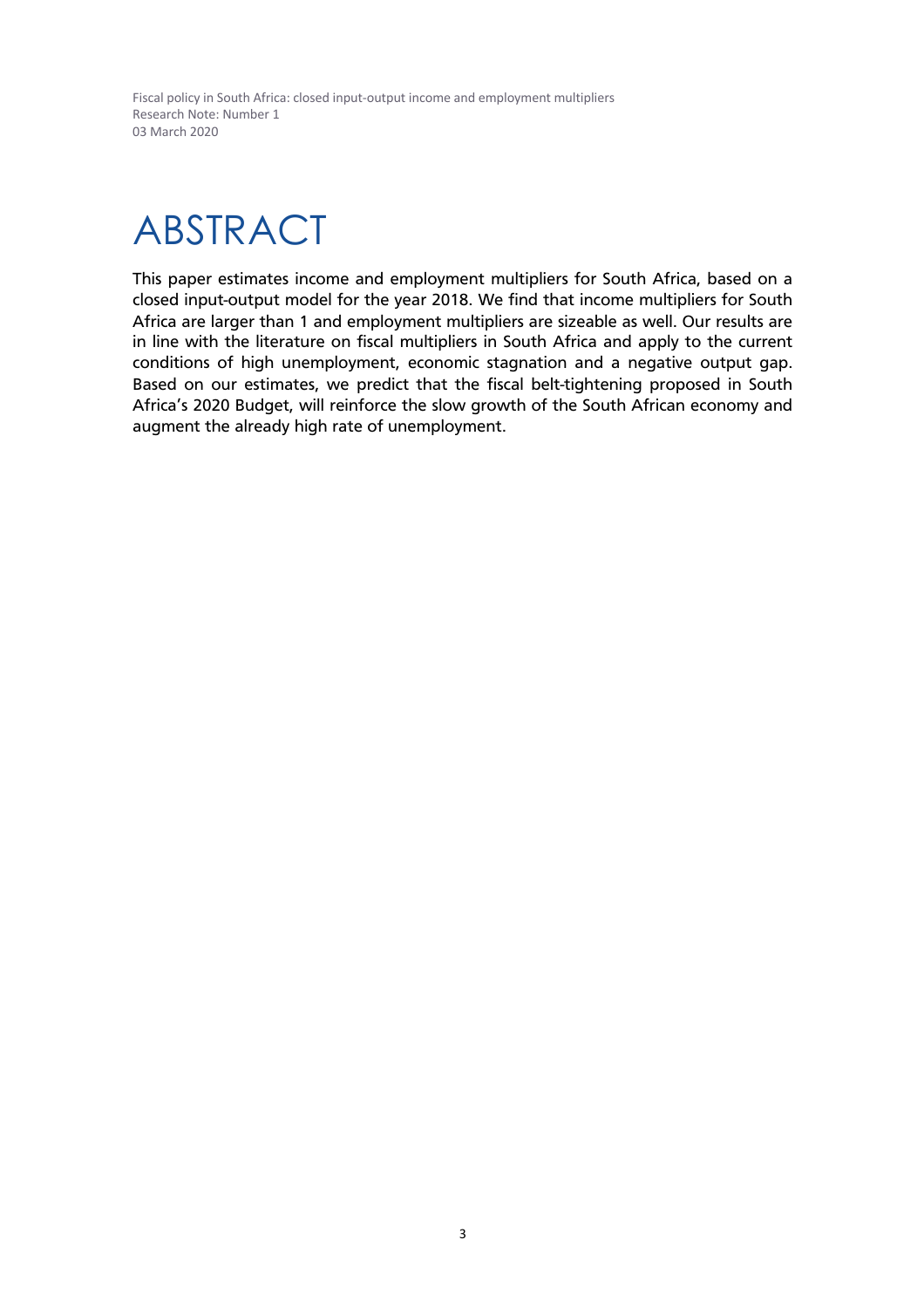# ABSTRACT

This paper estimates income and employment multipliers for South Africa, based on a closed input-output model for the year 2018. We find that income multipliers for South Africa are larger than 1 and employment multipliers are sizeable as well. Our results are in line with the literature on fiscal multipliers in South Africa and apply to the current conditions of high unemployment, economic stagnation and a negative output gap. Based on our estimates, we predict that the fiscal belt-tightening proposed in South Africa's 2020 Budget, will reinforce the slow growth of the South African economy and augment the already high rate of unemployment.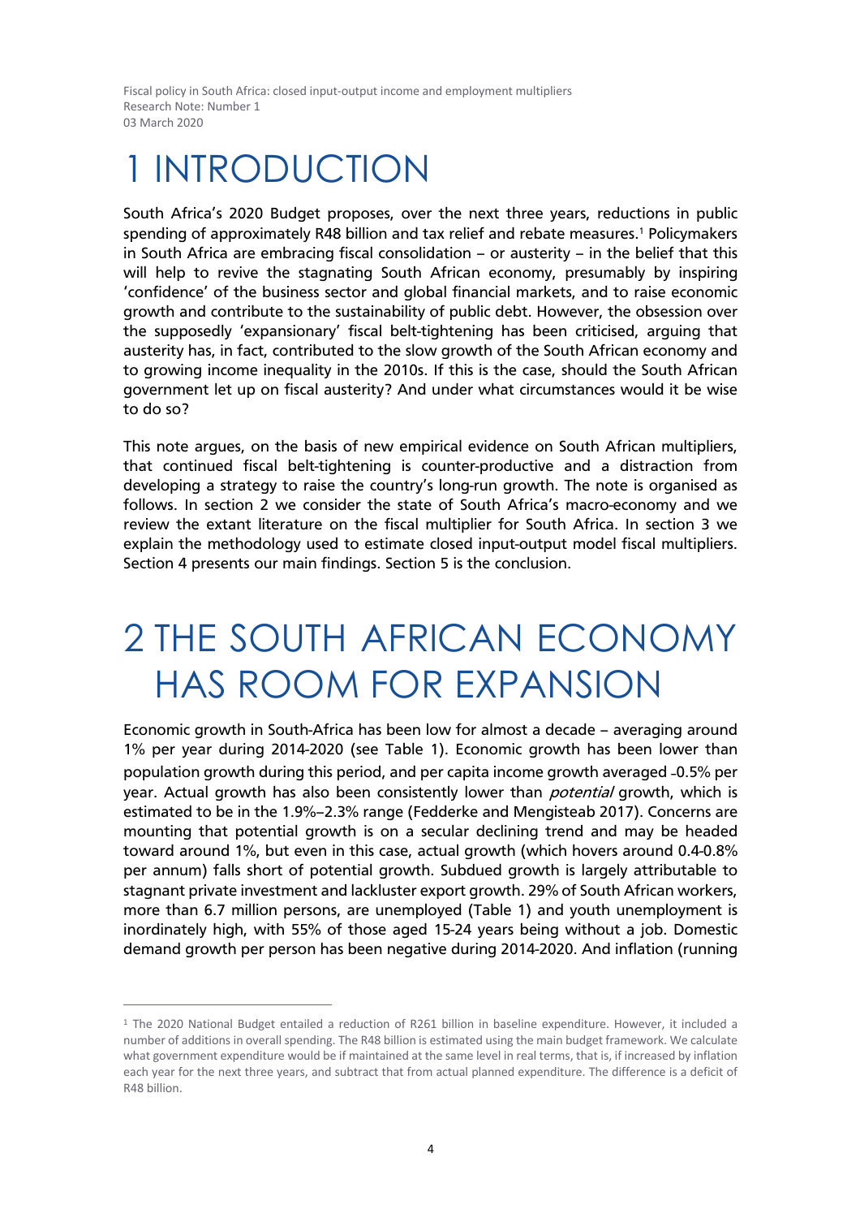# 1 INTRODUCTION

South Africa's 2020 Budget proposes, over the next three years, reductions in public spending of approximately R48 billion and tax relief and rebate measures.[1] Policymakers in South Africa are embracing fiscal consolidation – or austerity – in the belief that this will help to revive the stagnating South African economy, presumably by inspiring 'confidence' of the business sector and global financial markets, and to raise economic growth and contribute to the sustainability of public debt. However, the obsession over the supposedly 'expansionary' fiscal belt-tightening has been criticised, arguing that austerity has, in fact, contributed to the slow growth of the South African economy and to growing income inequality in the 2010s. If this is the case, should the South African government let up on fiscal austerity? And under what circumstances would it be wise to do so?

This note argues, on the basis of new empirical evidence on South African multipliers, that continued fiscal belt-tightening is counter-productive and a distraction from developing a strategy to raise the country's long-run growth. The note is organised as follows. In section 2 we consider the state of South Africa's macro-economy and we review the extant literature on the fiscal multiplier for South Africa. In section 3 we explain the methodology used to estimate closed input-output model fiscal multipliers. Section 4 presents our main findings. Section 5 is the conclusion.

# 2 THE SOUTH AFRICAN ECONOMY HAS ROOM FOR EXPANSION

Economic growth in South-Africa has been low for almost a decade – averaging around 1% per year during 2014-2020 (see Table 1). Economic growth has been lower than population growth during this period, and per capita income growth averaged -0.5% per year. Actual growth has also been consistently lower than *potential* growth, which is estimated to be in the 1.9%–2.3% range (Fedderke and Mengisteab 2017). Concerns are mounting that potential growth is on a secular declining trend and may be headed toward around 1%, but even in this case, actual growth (which hovers around 0.4-0.8% per annum) falls short of potential growth. Subdued growth is largely attributable to stagnant private investment and lackluster export growth. 29% of South African workers, more than 6.7 million persons, are unemployed (Table 1) and youth unemployment is inordinately high, with 55% of those aged 15-24 years being without a job. Domestic demand growth per person has been negative during 2014-2020. And inflation (running

[1] The 2020 National Budget entailed a reduction of R261 billion in baseline expenditure. However, it included a number of additions in overall spending. The R48 billion is estimated using the main budget framework. We calculate what government expenditure would be if maintained at the same level in real terms, that is, if increased by inflation each year for the next three years, and subtract that from actual planned expenditure. The difference is a deficit of R48 billion.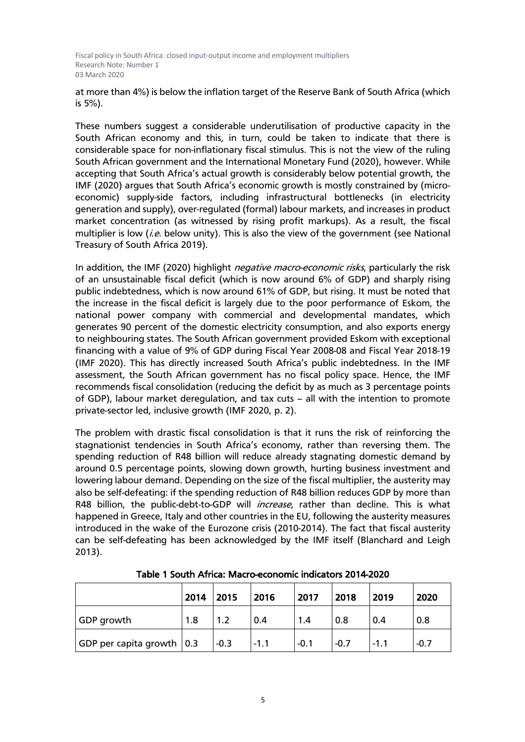at more than 4%) is below the inflation target of the Reserve Bank of South Africa (which is 5%).

These numbers suggest a considerable underutilisation of productive capacity in the South African economy and this, in turn, could be taken to indicate that there is considerable space for non-inflationary fiscal stimulus. This is not the view of the ruling South African government and the International Monetary Fund (2020), however. While accepting that South Africa's actual growth is considerably below potential growth, the IMF (2020) argues that South Africa's economic growth is mostly constrained by (micro-economic) supply-side factors, including infrastructural bottlenecks (in electricity generation and supply), over-regulated (formal) labour markets, and increases in product market concentration (as witnessed by rising profit markups). As a result, the fiscal multiplier is low (*i.e.* below unity). This is also the view of the government (see National Treasury of South Africa 2019).

In addition, the IMF (2020) highlight *negative macro-economic risks*, particularly the risk of an unsustainable fiscal deficit (which is now around 6% of GDP) and sharply rising public indebtedness, which is now around 61% of GDP, but rising. It must be noted that the increase in the fiscal deficit is largely due to the poor performance of Eskom, the national power company with commercial and developmental mandates, which generates 90 percent of the domestic electricity consumption, and also exports energy to neighbouring states. The South African government provided Eskom with exceptional financing with a value of 9% of GDP during Fiscal Year 2008-08 and Fiscal Year 2018-19 (IMF 2020). This has directly increased South Africa's public indebtedness. In the IMF assessment, the South African government has no fiscal policy space. Hence, the IMF recommends fiscal consolidation (reducing the deficit by as much as 3 percentage points of GDP), labour market deregulation, and tax cuts – all with the intention to promote private-sector led, inclusive growth (IMF 2020, p. 2).

The problem with drastic fiscal consolidation is that it runs the risk of reinforcing the stagnationist tendencies in South Africa's economy, rather than reversing them. The spending reduction of R48 billion will reduce already stagnating domestic demand by around 0.5 percentage points, slowing down growth, hurting business investment and lowering labour demand. Depending on the size of the fiscal multiplier, the austerity may also be self-defeating: if the spending reduction of R48 billion reduces GDP by more than R48 billion, the public-debt-to-GDP will *increase*, rather than decline. This is what happened in Greece, Italy and other countries in the EU, following the austerity measures introduced in the wake of the Eurozone crisis (2010-2014). The fact that fiscal austerity can be self-defeating has been acknowledged by the IMF itself (Blanchard and Leigh 2013).

**Table 1 South Africa: Macro-economic indicators 2014-2020**

| | 2014 | 2015 | 2016 | 2017 | 2018 | 2019 | 2020 |
|---|---|---|---|---|---|---|---|
| GDP growth | 1.8 | 1.2 | 0.4 | 1.4 | 0.8 | 0.4 | 0.8 |
| GDP per capita growth | 0.3 | -0.3 | -1.1 | -0.1 | -0.7 | -1.1 | -0.7 |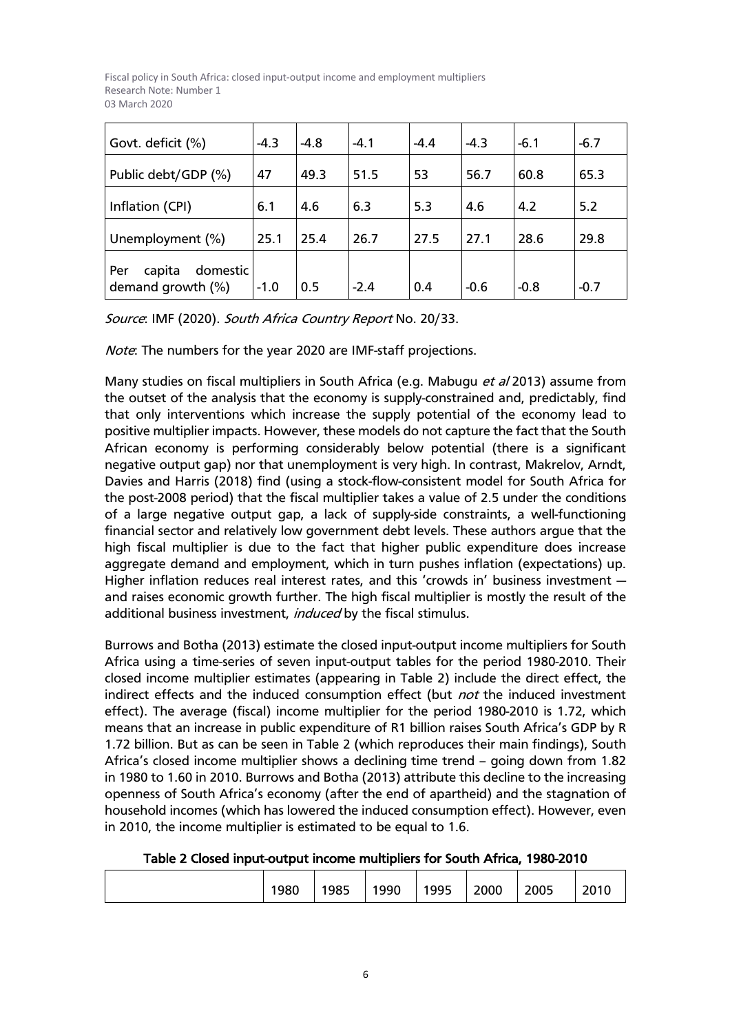| Govt. deficit (%) | -4.3 | -4.8 | -4.1 | -4.4 | -4.3 | -6.1 | -6.7 |
|---|---|---|---|---|---|---|---|
| Public debt/GDP (%) | 47 | 49.3 | 51.5 | 53 | 56.7 | 60.8 | 65.3 |
| Inflation (CPI) | 6.1 | 4.6 | 6.3 | 5.3 | 4.6 | 4.2 | 5.2 |
| Unemployment (%) | 25.1 | 25.4 | 26.7 | 27.5 | 27.1 | 28.6 | 29.8 |
| Per capita domestic demand growth (%) | -1.0 | 0.5 | -2.4 | 0.4 | -0.6 | -0.8 | -0.7 |

*Source*: IMF (2020). *South Africa Country Report* No. 20/33.

*Note*: The numbers for the year 2020 are IMF-staff projections.

Many studies on fiscal multipliers in South Africa (e.g. Mabugu *et al* 2013) assume from the outset of the analysis that the economy is supply-constrained and, predictably, find that only interventions which increase the supply potential of the economy lead to positive multiplier impacts. However, these models do not capture the fact that the South African economy is performing considerably below potential (there is a significant negative output gap) nor that unemployment is very high. In contrast, Makrelov, Arndt, Davies and Harris (2018) find (using a stock-flow-consistent model for South Africa for the post-2008 period) that the fiscal multiplier takes a value of 2.5 under the conditions of a large negative output gap, a lack of supply-side constraints, a well-functioning financial sector and relatively low government debt levels. These authors argue that the high fiscal multiplier is due to the fact that higher public expenditure does increase aggregate demand and employment, which in turn pushes inflation (expectations) up. Higher inflation reduces real interest rates, and this 'crowds in' business investment — and raises economic growth further. The high fiscal multiplier is mostly the result of the additional business investment, *induced* by the fiscal stimulus.

Burrows and Botha (2013) estimate the closed input-output income multipliers for South Africa using a time-series of seven input-output tables for the period 1980-2010. Their closed income multiplier estimates (appearing in Table 2) include the direct effect, the indirect effects and the induced consumption effect (but *not* the induced investment effect). The average (fiscal) income multiplier for the period 1980-2010 is 1.72, which means that an increase in public expenditure of R1 billion raises South Africa's GDP by R 1.72 billion. But as can be seen in Table 2 (which reproduces their main findings), South Africa's closed income multiplier shows a declining time trend – going down from 1.82 in 1980 to 1.60 in 2010. Burrows and Botha (2013) attribute this decline to the increasing openness of South Africa's economy (after the end of apartheid) and the stagnation of household incomes (which has lowered the induced consumption effect). However, even in 2010, the income multiplier is estimated to be equal to 1.6.

**Table 2 Closed input-output income multipliers for South Africa, 1980-2010**

| | 1980 | 1985 | 1990 | 1995 | 2000 | 2005 | 2010 |
|---|---|---|---|---|---|---|---|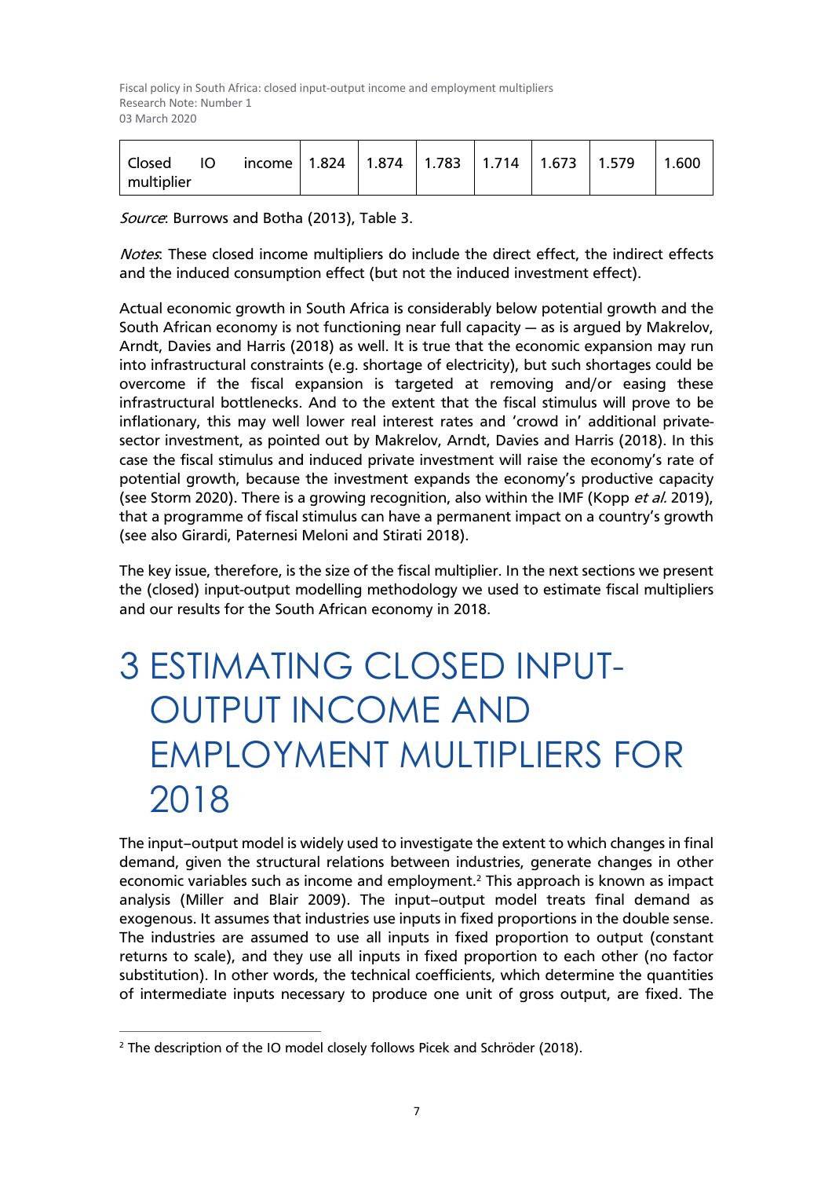| Closed IO income multiplier | 1.824 | 1.874 | 1.783 | 1.714 | 1.673 | 1.579 | 1.600 |
|---|---|---|---|---|---|---|---|

*Source*: Burrows and Botha (2013), Table 3.

*Notes*: These closed income multipliers do include the direct effect, the indirect effects and the induced consumption effect (but not the induced investment effect).

Actual economic growth in South Africa is considerably below potential growth and the South African economy is not functioning near full capacity — as is argued by Makrelov, Arndt, Davies and Harris (2018) as well. It is true that the economic expansion may run into infrastructural constraints (e.g. shortage of electricity), but such shortages could be overcome if the fiscal expansion is targeted at removing and/or easing these infrastructural bottlenecks. And to the extent that the fiscal stimulus will prove to be inflationary, this may well lower real interest rates and 'crowd in' additional private-sector investment, as pointed out by Makrelov, Arndt, Davies and Harris (2018). In this case the fiscal stimulus and induced private investment will raise the economy's rate of potential growth, because the investment expands the economy's productive capacity (see Storm 2020). There is a growing recognition, also within the IMF (Kopp *et al.* 2019), that a programme of fiscal stimulus can have a permanent impact on a country's growth (see also Girardi, Paternesi Meloni and Stirati 2018).

The key issue, therefore, is the size of the fiscal multiplier. In the next sections we present the (closed) input-output modelling methodology we used to estimate fiscal multipliers and our results for the South African economy in 2018.

# 3 ESTIMATING CLOSED INPUT-OUTPUT INCOME AND EMPLOYMENT MULTIPLIERS FOR 2018

The input–output model is widely used to investigate the extent to which changes in final demand, given the structural relations between industries, generate changes in other economic variables such as income and employment.[2] This approach is known as impact analysis (Miller and Blair 2009). The input–output model treats final demand as exogenous. It assumes that industries use inputs in fixed proportions in the double sense. The industries are assumed to use all inputs in fixed proportion to output (constant returns to scale), and they use all inputs in fixed proportion to each other (no factor substitution). In other words, the technical coefficients, which determine the quantities of intermediate inputs necessary to produce one unit of gross output, are fixed. The

[2] The description of the IO model closely follows Picek and Schröder (2018).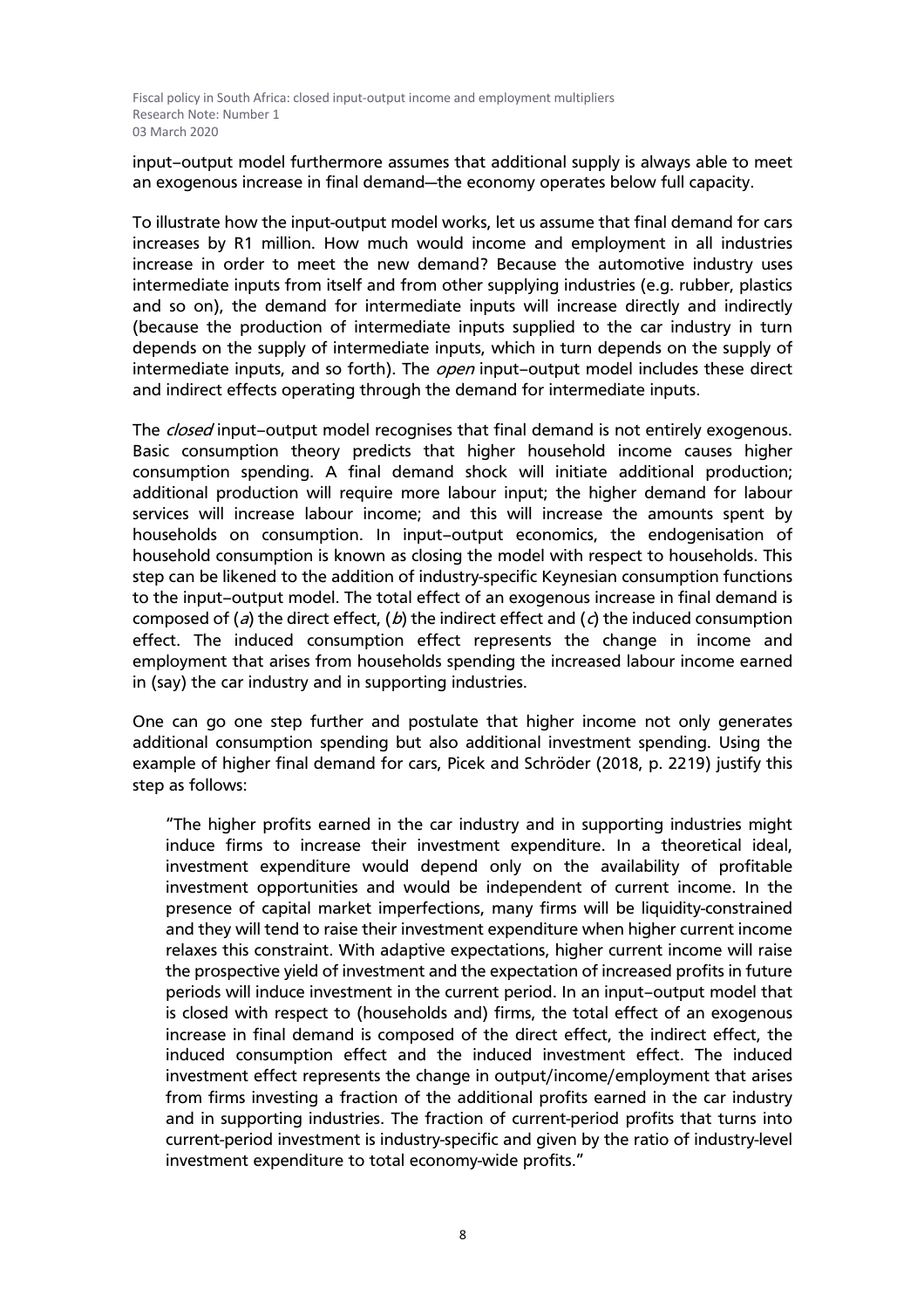input–output model furthermore assumes that additional supply is always able to meet an exogenous increase in final demand—the economy operates below full capacity.

To illustrate how the input-output model works, let us assume that final demand for cars increases by R1 million. How much would income and employment in all industries increase in order to meet the new demand? Because the automotive industry uses intermediate inputs from itself and from other supplying industries (e.g. rubber, plastics and so on), the demand for intermediate inputs will increase directly and indirectly (because the production of intermediate inputs supplied to the car industry in turn depends on the supply of intermediate inputs, which in turn depends on the supply of intermediate inputs, and so forth). The *open* input–output model includes these direct and indirect effects operating through the demand for intermediate inputs.

The *closed* input–output model recognises that final demand is not entirely exogenous. Basic consumption theory predicts that higher household income causes higher consumption spending. A final demand shock will initiate additional production; additional production will require more labour input; the higher demand for labour services will increase labour income; and this will increase the amounts spent by households on consumption. In input–output economics, the endogenisation of household consumption is known as closing the model with respect to households. This step can be likened to the addition of industry-specific Keynesian consumption functions to the input–output model. The total effect of an exogenous increase in final demand is composed of (*a*) the direct effect, (*b*) the indirect effect and (*c*) the induced consumption effect. The induced consumption effect represents the change in income and employment that arises from households spending the increased labour income earned in (say) the car industry and in supporting industries.

One can go one step further and postulate that higher income not only generates additional consumption spending but also additional investment spending. Using the example of higher final demand for cars, Picek and Schröder (2018, p. 2219) justify this step as follows:

> "The higher profits earned in the car industry and in supporting industries might induce firms to increase their investment expenditure. In a theoretical ideal, investment expenditure would depend only on the availability of profitable investment opportunities and would be independent of current income. In the presence of capital market imperfections, many firms will be liquidity-constrained and they will tend to raise their investment expenditure when higher current income relaxes this constraint. With adaptive expectations, higher current income will raise the prospective yield of investment and the expectation of increased profits in future periods will induce investment in the current period. In an input–output model that is closed with respect to (households and) firms, the total effect of an exogenous increase in final demand is composed of the direct effect, the indirect effect, the induced consumption effect and the induced investment effect. The induced investment effect represents the change in output/income/employment that arises from firms investing a fraction of the additional profits earned in the car industry and in supporting industries. The fraction of current-period profits that turns into current-period investment is industry-specific and given by the ratio of industry-level investment expenditure to total economy-wide profits."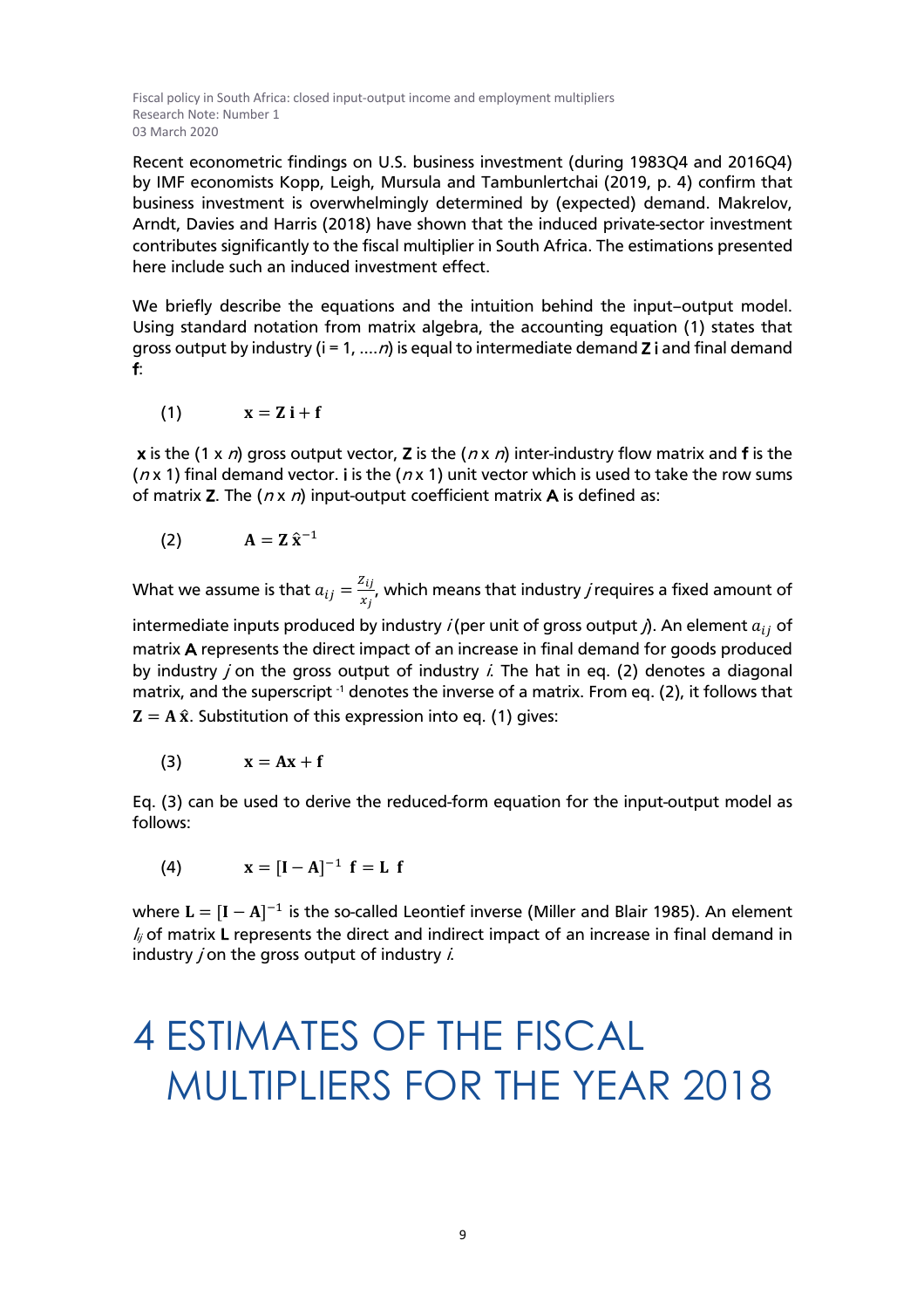Recent econometric findings on U.S. business investment (during 1983Q4 and 2016Q4) by IMF economists Kopp, Leigh, Mursula and Tambunlertchai (2019, p. 4) confirm that business investment is overwhelmingly determined by (expected) demand. Makrelov, Arndt, Davies and Harris (2018) have shown that the induced private-sector investment contributes significantly to the fiscal multiplier in South Africa. The estimations presented here include such an induced investment effect.

We briefly describe the equations and the intuition behind the input–output model. Using standard notation from matrix algebra, the accounting equation (1) states that gross output by industry (i = 1, ....*n*) is equal to intermediate demand **Z i** and final demand **f**:

$$(1) \qquad \mathbf{x} = \mathbf{Z}\,\mathbf{i} + \mathbf{f}$$

**x** is the (1 x *n*) gross output vector, **Z** is the (*n* x *n*) inter-industry flow matrix and **f** is the (*n* x 1) final demand vector. **i** is the (*n* x 1) unit vector which is used to take the row sums of matrix **Z**. The (*n* x *n*) input-output coefficient matrix **A** is defined as:

$$(2) \qquad \mathbf{A} = \mathbf{Z}\,\hat{\mathbf{x}}^{-1}$$

What we assume is that $a_{ij} = \frac{z_{ij}}{x_j}$, which means that industry *j* requires a fixed amount of intermediate inputs produced by industry *i* (per unit of gross output *j*). An element $a_{ij}$ of matrix **A** represents the direct impact of an increase in final demand for goods produced by industry *j* on the gross output of industry *i*. The hat in eq. (2) denotes a diagonal matrix, and the superscript $^{-1}$ denotes the inverse of a matrix. From eq. (2), it follows that $\mathbf{Z} = \mathbf{A}\,\hat{\mathbf{x}}$. Substitution of this expression into eq. (1) gives:

$$(3) \qquad \mathbf{x} = \mathbf{A}\mathbf{x} + \mathbf{f}$$

Eq. (3) can be used to derive the reduced-form equation for the input-output model as follows:

$$(4) \qquad \mathbf{x} = [\mathbf{I} - \mathbf{A}]^{-1}\ \mathbf{f} = \mathbf{L}\ \mathbf{f}$$

where $\mathbf{L} = [\mathbf{I} - \mathbf{A}]^{-1}$ is the so-called Leontief inverse (Miller and Blair 1985). An element $l_{ij}$ of matrix **L** represents the direct and indirect impact of an increase in final demand in industry *j* on the gross output of industry *i*.

# 4 ESTIMATES OF THE FISCAL MULTIPLIERS FOR THE YEAR 2018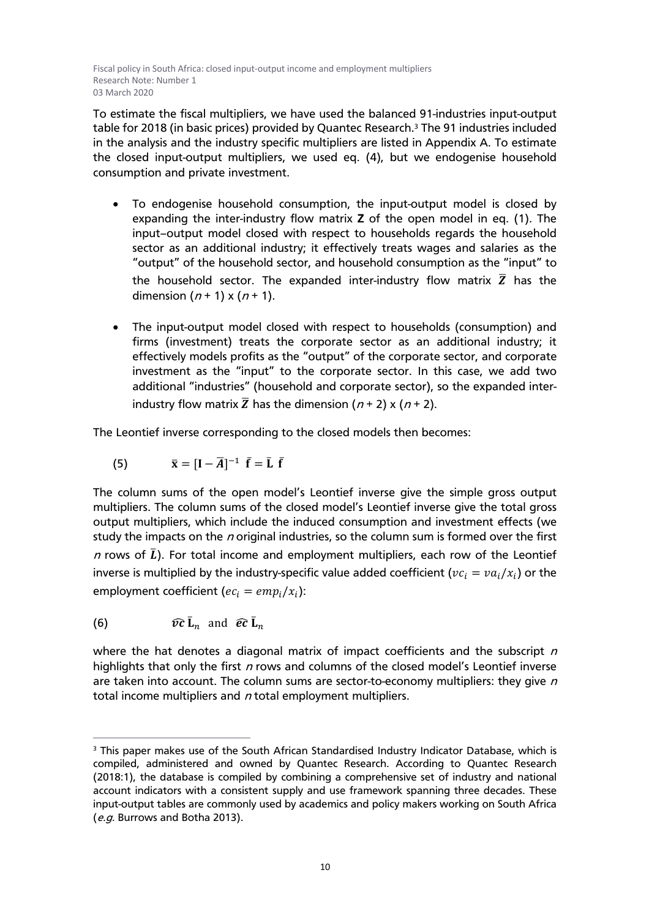To estimate the fiscal multipliers, we have used the balanced 91-industries input-output table for 2018 (in basic prices) provided by Quantec Research.[3] The 91 industries included in the analysis and the industry specific multipliers are listed in Appendix A. To estimate the closed input-output multipliers, we used eq. (4), but we endogenise household consumption and private investment.

- To endogenise household consumption, the input-output model is closed by expanding the inter-industry flow matrix **Z** of the open model in eq. (1). The input–output model closed with respect to households regards the household sector as an additional industry; it effectively treats wages and salaries as the "output" of the household sector, and household consumption as the "input" to the household sector. The expanded inter-industry flow matrix $\bar{\boldsymbol{Z}}$ has the dimension ($n$ + 1) x ($n$ + 1).

- The input-output model closed with respect to households (consumption) and firms (investment) treats the corporate sector as an additional industry; it effectively models profits as the "output" of the corporate sector, and corporate investment as the "input" to the corporate sector. In this case, we add two additional "industries" (household and corporate sector), so the expanded inter-industry flow matrix $\bar{\boldsymbol{Z}}$ has the dimension ($n$ + 2) x ($n$ + 2).

The Leontief inverse corresponding to the closed models then becomes:

$$(5) \qquad \bar{\mathbf{x}} = [\mathbf{I} - \bar{\boldsymbol{A}}]^{-1}\ \bar{\mathbf{f}} = \bar{\mathbf{L}}\ \bar{\mathbf{f}}$$

The column sums of the open model's Leontief inverse give the simple gross output multipliers. The column sums of the closed model's Leontief inverse give the total gross output multipliers, which include the induced consumption and investment effects (we study the impacts on the $n$ original industries, so the column sum is formed over the first $n$ rows of $\bar{\boldsymbol{L}}$). For total income and employment multipliers, each row of the Leontief inverse is multiplied by the industry-specific value added coefficient ($vc_i = va_i/x_i$) or the employment coefficient ($ec_i = emp_i/x_i$):

$$(6) \qquad \widehat{\boldsymbol{vc}}\,\bar{\mathbf{L}}_n \ \text{ and } \ \widehat{\boldsymbol{ec}}\,\bar{\mathbf{L}}_n$$

where the hat denotes a diagonal matrix of impact coefficients and the subscript $n$ highlights that only the first $n$ rows and columns of the closed model's Leontief inverse are taken into account. The column sums are sector-to-economy multipliers: they give $n$ total income multipliers and $n$ total employment multipliers.

[3] This paper makes use of the South African Standardised Industry Indicator Database, which is compiled, administered and owned by Quantec Research. According to Quantec Research (2018:1), the database is compiled by combining a comprehensive set of industry and national account indicators with a consistent supply and use framework spanning three decades. These input-output tables are commonly used by academics and policy makers working on South Africa (*e.g.* Burrows and Botha 2013).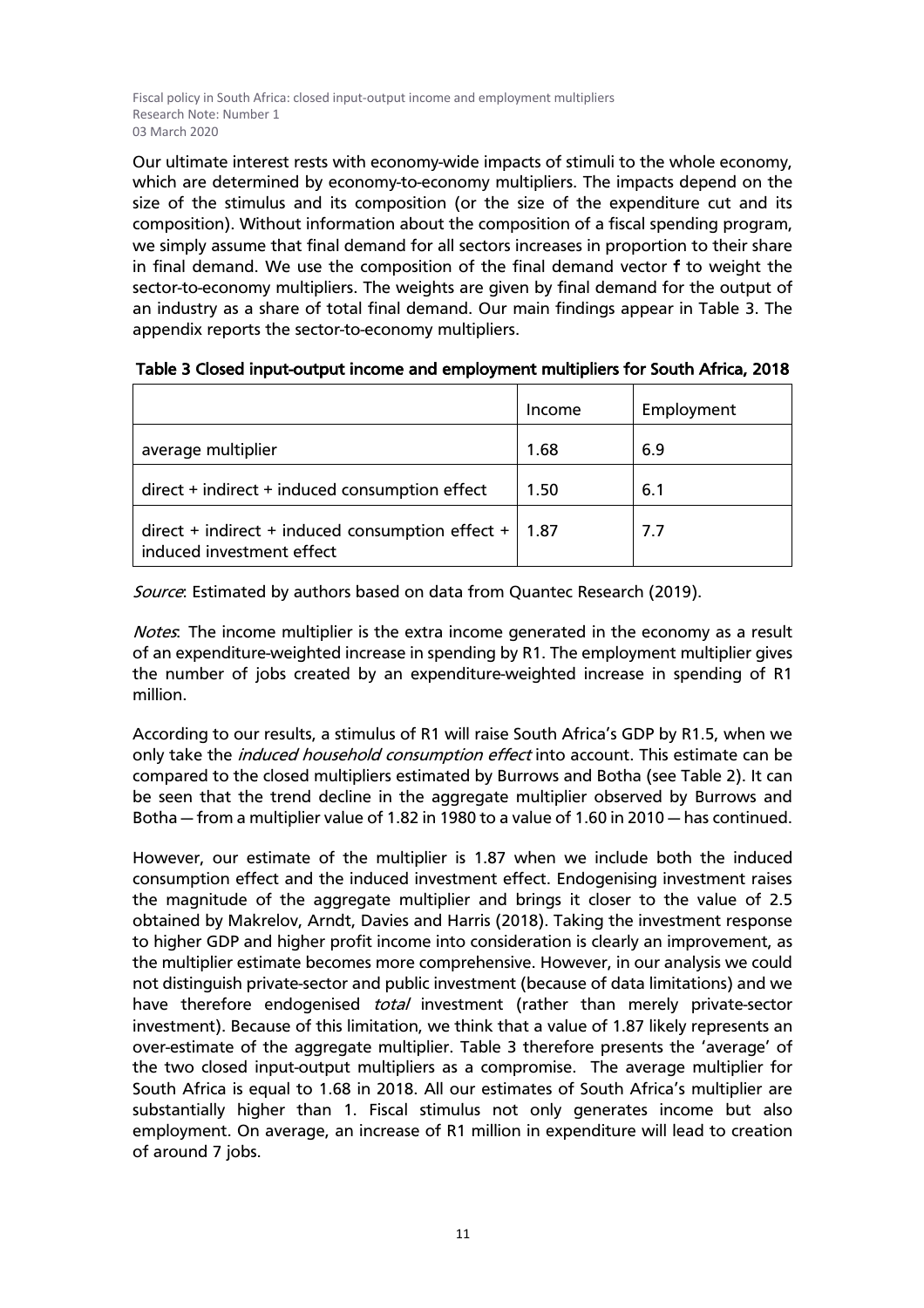Our ultimate interest rests with economy-wide impacts of stimuli to the whole economy, which are determined by economy-to-economy multipliers. The impacts depend on the size of the stimulus and its composition (or the size of the expenditure cut and its composition). Without information about the composition of a fiscal spending program, we simply assume that final demand for all sectors increases in proportion to their share in final demand. We use the composition of the final demand vector **f** to weight the sector-to-economy multipliers. The weights are given by final demand for the output of an industry as a share of total final demand. Our main findings appear in Table 3. The appendix reports the sector-to-economy multipliers.

**Table 3 Closed input-output income and employment multipliers for South Africa, 2018**

| | Income | Employment |
|---|---|---|
| average multiplier | 1.68 | 6.9 |
| direct + indirect + induced consumption effect | 1.50 | 6.1 |
| direct + indirect + induced consumption effect + induced investment effect | 1.87 | 7.7 |

*Source*: Estimated by authors based on data from Quantec Research (2019).

*Notes*: The income multiplier is the extra income generated in the economy as a result of an expenditure-weighted increase in spending by R1. The employment multiplier gives the number of jobs created by an expenditure-weighted increase in spending of R1 million.

According to our results, a stimulus of R1 will raise South Africa's GDP by R1.5, when we only take the *induced household consumption effect* into account. This estimate can be compared to the closed multipliers estimated by Burrows and Botha (see Table 2). It can be seen that the trend decline in the aggregate multiplier observed by Burrows and Botha — from a multiplier value of 1.82 in 1980 to a value of 1.60 in 2010 — has continued.

However, our estimate of the multiplier is 1.87 when we include both the induced consumption effect and the induced investment effect. Endogenising investment raises the magnitude of the aggregate multiplier and brings it closer to the value of 2.5 obtained by Makrelov, Arndt, Davies and Harris (2018). Taking the investment response to higher GDP and higher profit income into consideration is clearly an improvement, as the multiplier estimate becomes more comprehensive. However, in our analysis we could not distinguish private-sector and public investment (because of data limitations) and we have therefore endogenised *total* investment (rather than merely private-sector investment). Because of this limitation, we think that a value of 1.87 likely represents an over-estimate of the aggregate multiplier. Table 3 therefore presents the 'average' of the two closed input-output multipliers as a compromise. The average multiplier for South Africa is equal to 1.68 in 2018. All our estimates of South Africa's multiplier are substantially higher than 1. Fiscal stimulus not only generates income but also employment. On average, an increase of R1 million in expenditure will lead to creation of around 7 jobs.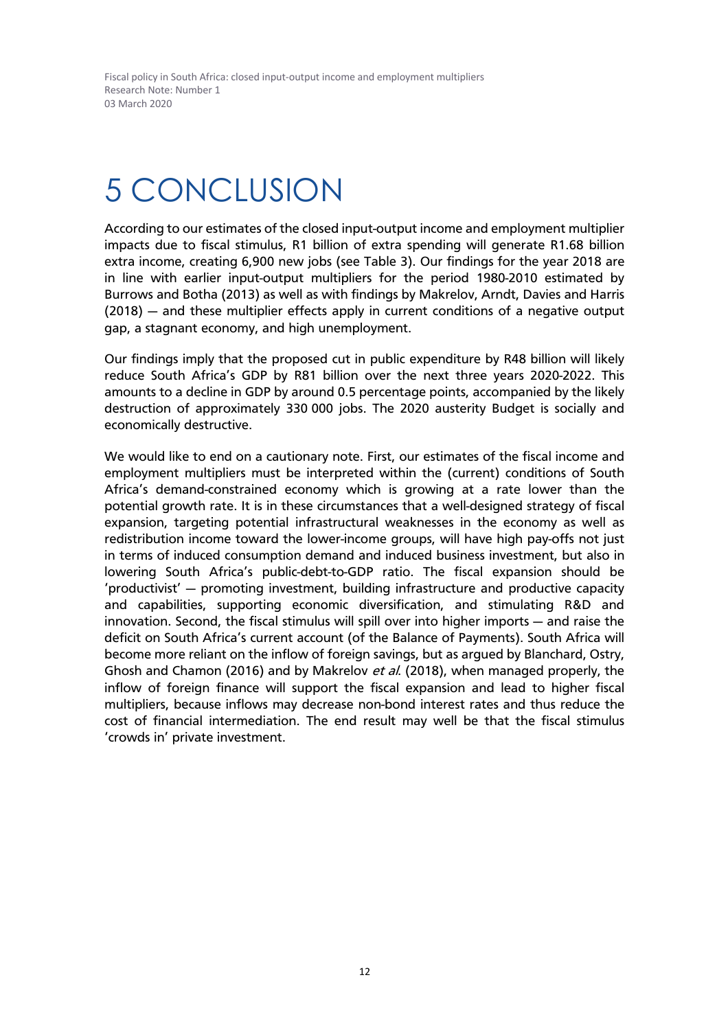# 5 CONCLUSION

According to our estimates of the closed input-output income and employment multiplier impacts due to fiscal stimulus, R1 billion of extra spending will generate R1.68 billion extra income, creating 6,900 new jobs (see Table 3). Our findings for the year 2018 are in line with earlier input-output multipliers for the period 1980-2010 estimated by Burrows and Botha (2013) as well as with findings by Makrelov, Arndt, Davies and Harris (2018) — and these multiplier effects apply in current conditions of a negative output gap, a stagnant economy, and high unemployment.

Our findings imply that the proposed cut in public expenditure by R48 billion will likely reduce South Africa's GDP by R81 billion over the next three years 2020-2022. This amounts to a decline in GDP by around 0.5 percentage points, accompanied by the likely destruction of approximately 330 000 jobs. The 2020 austerity Budget is socially and economically destructive.

We would like to end on a cautionary note. First, our estimates of the fiscal income and employment multipliers must be interpreted within the (current) conditions of South Africa's demand-constrained economy which is growing at a rate lower than the potential growth rate. It is in these circumstances that a well-designed strategy of fiscal expansion, targeting potential infrastructural weaknesses in the economy as well as redistribution income toward the lower-income groups, will have high pay-offs not just in terms of induced consumption demand and induced business investment, but also in lowering South Africa's public-debt-to-GDP ratio. The fiscal expansion should be 'productivist' — promoting investment, building infrastructure and productive capacity and capabilities, supporting economic diversification, and stimulating R&D and innovation. Second, the fiscal stimulus will spill over into higher imports — and raise the deficit on South Africa's current account (of the Balance of Payments). South Africa will become more reliant on the inflow of foreign savings, but as argued by Blanchard, Ostry, Ghosh and Chamon (2016) and by Makrelov *et al.* (2018), when managed properly, the inflow of foreign finance will support the fiscal expansion and lead to higher fiscal multipliers, because inflows may decrease non-bond interest rates and thus reduce the cost of financial intermediation. The end result may well be that the fiscal stimulus 'crowds in' private investment.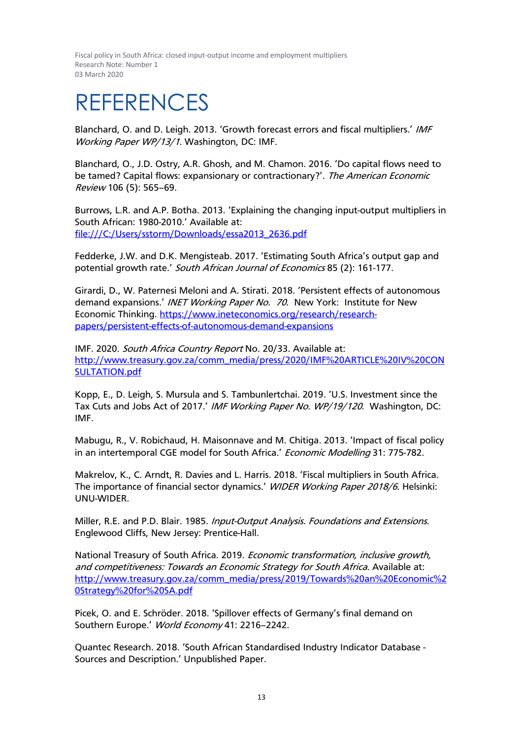# REFERENCES

Blanchard, O. and D. Leigh. 2013. 'Growth forecast errors and fiscal multipliers.' *IMF Working Paper WP/13/1*. Washington, DC: IMF.

Blanchard, O., J.D. Ostry, A.R. Ghosh, and M. Chamon. 2016. 'Do capital flows need to be tamed? Capital flows: expansionary or contractionary?'. *The American Economic Review* 106 (5): 565–69.

Burrows, L.R. and A.P. Botha. 2013. 'Explaining the changing input-output multipliers in South African: 1980-2010.' Available at: [file:///C:/Users/sstorm/Downloads/essa2013_2636.pdf](file:///C:/Users/sstorm/Downloads/essa2013_2636.pdf)

Fedderke, J.W. and D.K. Mengisteab. 2017. 'Estimating South Africa's output gap and potential growth rate.' *South African Journal of Economics* 85 (2): 161-177.

Girardi, D., W. Paternesi Meloni and A. Stirati. 2018. 'Persistent effects of autonomous demand expansions.' *INET Working Paper No. 70*. New York: Institute for New Economic Thinking. [https://www.ineteconomics.org/research/research-papers/persistent-effects-of-autonomous-demand-expansions](https://www.ineteconomics.org/research/research-papers/persistent-effects-of-autonomous-demand-expansions)

IMF. 2020. *South Africa Country Report* No. 20/33. Available at: [http://www.treasury.gov.za/comm_media/press/2020/IMF%20ARTICLE%20IV%20CONSULTATION.pdf](http://www.treasury.gov.za/comm_media/press/2020/IMF%20ARTICLE%20IV%20CONSULTATION.pdf)

Kopp, E., D. Leigh, S. Mursula and S. Tambunlertchai. 2019. 'U.S. Investment since the Tax Cuts and Jobs Act of 2017.' *IMF Working Paper No. WP/19/120*. Washington, DC: IMF.

Mabugu, R., V. Robichaud, H. Maisonnave and M. Chitiga. 2013. 'Impact of fiscal policy in an intertemporal CGE model for South Africa.' *Economic Modelling* 31: 775-782.

Makrelov, K., C. Arndt, R. Davies and L. Harris. 2018. 'Fiscal multipliers in South Africa. The importance of financial sector dynamics.' *WIDER Working Paper 2018/6*. Helsinki: UNU-WIDER.

Miller, R.E. and P.D. Blair. 1985. *Input-Output Analysis. Foundations and Extensions*. Englewood Cliffs, New Jersey: Prentice-Hall.

National Treasury of South Africa. 2019. *Economic transformation, inclusive growth, and competitiveness: Towards an Economic Strategy for South Africa*. Available at: [http://www.treasury.gov.za/comm_media/press/2019/Towards%20an%20Economic%20Strategy%20for%20SA.pdf](http://www.treasury.gov.za/comm_media/press/2019/Towards%20an%20Economic%20Strategy%20for%20SA.pdf)

Picek, O. and E. Schröder. 2018. 'Spillover effects of Germany's final demand on Southern Europe.' *World Economy* 41: 2216–2242.

Quantec Research. 2018. 'South African Standardised Industry Indicator Database - Sources and Description.' Unpublished Paper.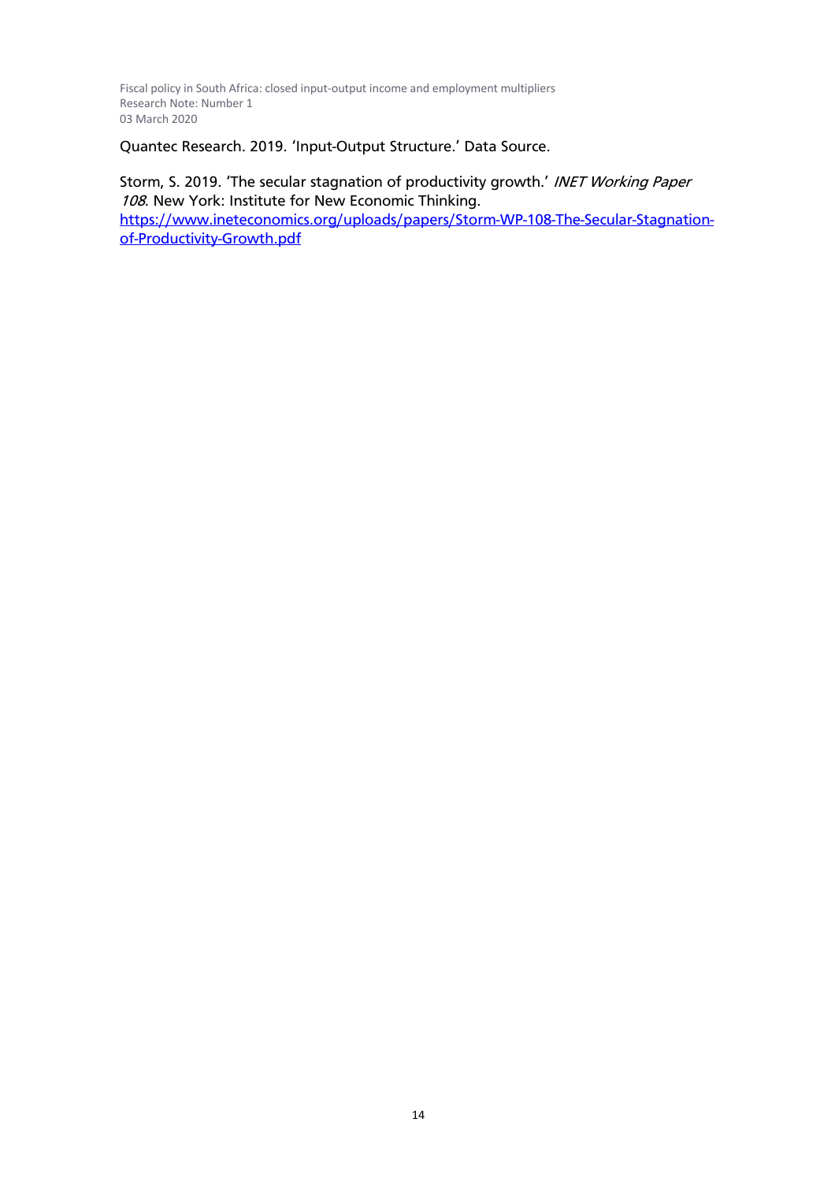Quantec Research. 2019. 'Input-Output Structure.' Data Source.

Storm, S. 2019. 'The secular stagnation of productivity growth.' *INET Working Paper 108*. New York: Institute for New Economic Thinking. [https://www.ineteconomics.org/uploads/papers/Storm-WP-108-The-Secular-Stagnation-of-Productivity-Growth.pdf](https://www.ineteconomics.org/uploads/papers/Storm-WP-108-The-Secular-Stagnation-of-Productivity-Growth.pdf)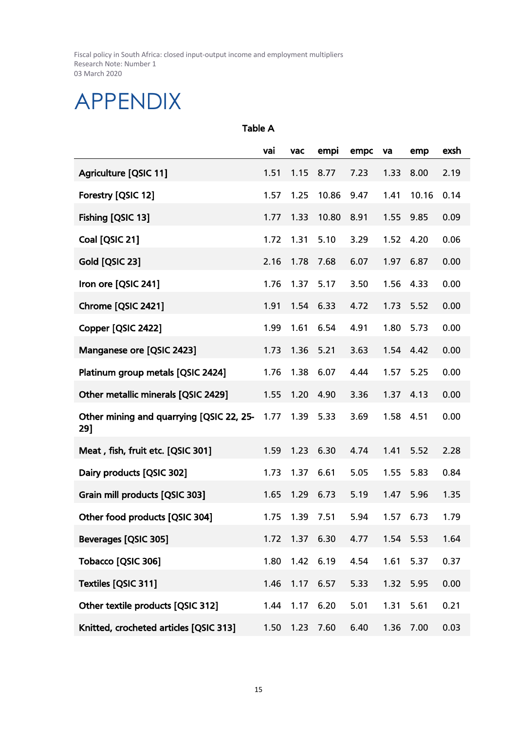# APPENDIX

**Table A**

| | vai | vac | empi | empc | va | emp | exsh |
|---|---|---|---|---|---|---|---|
| Agriculture [QSIC 11] | 1.51 | 1.15 | 8.77 | 7.23 | 1.33 | 8.00 | 2.19 |
| Forestry [QSIC 12] | 1.57 | 1.25 | 10.86 | 9.47 | 1.41 | 10.16 | 0.14 |
| Fishing [QSIC 13] | 1.77 | 1.33 | 10.80 | 8.91 | 1.55 | 9.85 | 0.09 |
| Coal [QSIC 21] | 1.72 | 1.31 | 5.10 | 3.29 | 1.52 | 4.20 | 0.06 |
| Gold [QSIC 23] | 2.16 | 1.78 | 7.68 | 6.07 | 1.97 | 6.87 | 0.00 |
| Iron ore [QSIC 241] | 1.76 | 1.37 | 5.17 | 3.50 | 1.56 | 4.33 | 0.00 |
| Chrome [QSIC 2421] | 1.91 | 1.54 | 6.33 | 4.72 | 1.73 | 5.52 | 0.00 |
| Copper [QSIC 2422] | 1.99 | 1.61 | 6.54 | 4.91 | 1.80 | 5.73 | 0.00 |
| Manganese ore [QSIC 2423] | 1.73 | 1.36 | 5.21 | 3.63 | 1.54 | 4.42 | 0.00 |
| Platinum group metals [QSIC 2424] | 1.76 | 1.38 | 6.07 | 4.44 | 1.57 | 5.25 | 0.00 |
| Other metallic minerals [QSIC 2429] | 1.55 | 1.20 | 4.90 | 3.36 | 1.37 | 4.13 | 0.00 |
| Other mining and quarrying [QSIC 22, 25-29] | 1.77 | 1.39 | 5.33 | 3.69 | 1.58 | 4.51 | 0.00 |
| Meat , fish, fruit etc. [QSIC 301] | 1.59 | 1.23 | 6.30 | 4.74 | 1.41 | 5.52 | 2.28 |
| Dairy products [QSIC 302] | 1.73 | 1.37 | 6.61 | 5.05 | 1.55 | 5.83 | 0.84 |
| Grain mill products [QSIC 303] | 1.65 | 1.29 | 6.73 | 5.19 | 1.47 | 5.96 | 1.35 |
| Other food products [QSIC 304] | 1.75 | 1.39 | 7.51 | 5.94 | 1.57 | 6.73 | 1.79 |
| Beverages [QSIC 305] | 1.72 | 1.37 | 6.30 | 4.77 | 1.54 | 5.53 | 1.64 |
| Tobacco [QSIC 306] | 1.80 | 1.42 | 6.19 | 4.54 | 1.61 | 5.37 | 0.37 |
| Textiles [QSIC 311] | 1.46 | 1.17 | 6.57 | 5.33 | 1.32 | 5.95 | 0.00 |
| Other textile products [QSIC 312] | 1.44 | 1.17 | 6.20 | 5.01 | 1.31 | 5.61 | 0.21 |
| Knitted, crocheted articles [QSIC 313] | 1.50 | 1.23 | 7.60 | 6.40 | 1.36 | 7.00 | 0.03 |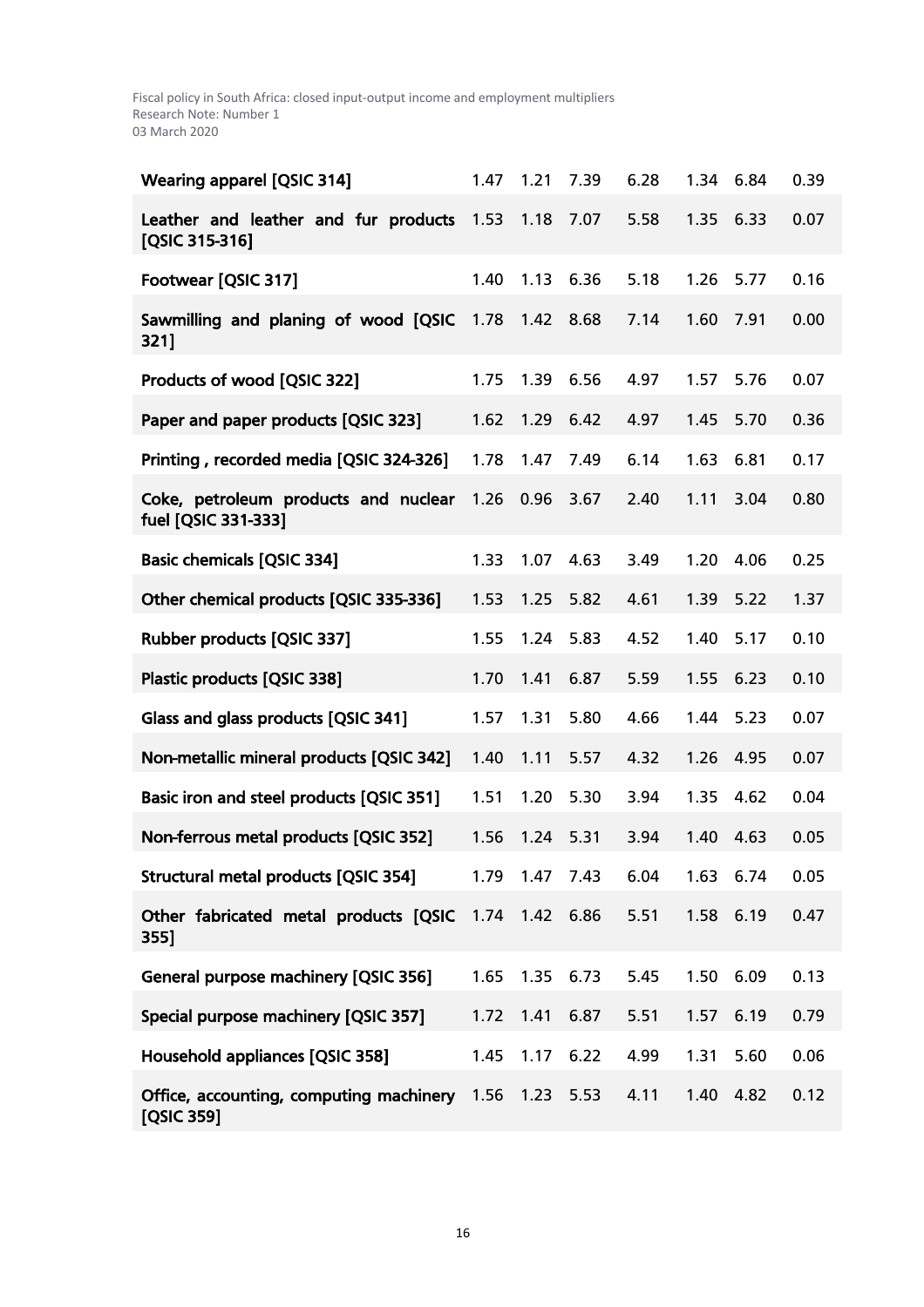| | | | | | | | |
|---|---|---|---|---|---|---|---|
| **Wearing apparel [QSIC 314]** | 1.47 | 1.21 | 7.39 | 6.28 | 1.34 | 6.84 | 0.39 |
| **Leather and leather and fur products [QSIC 315-316]** | 1.53 | 1.18 | 7.07 | 5.58 | 1.35 | 6.33 | 0.07 |
| **Footwear [QSIC 317]** | 1.40 | 1.13 | 6.36 | 5.18 | 1.26 | 5.77 | 0.16 |
| **Sawmilling and planing of wood [QSIC 321]** | 1.78 | 1.42 | 8.68 | 7.14 | 1.60 | 7.91 | 0.00 |
| **Products of wood [QSIC 322]** | 1.75 | 1.39 | 6.56 | 4.97 | 1.57 | 5.76 | 0.07 |
| **Paper and paper products [QSIC 323]** | 1.62 | 1.29 | 6.42 | 4.97 | 1.45 | 5.70 | 0.36 |
| **Printing , recorded media [QSIC 324-326]** | 1.78 | 1.47 | 7.49 | 6.14 | 1.63 | 6.81 | 0.17 |
| **Coke, petroleum products and nuclear fuel [QSIC 331-333]** | 1.26 | 0.96 | 3.67 | 2.40 | 1.11 | 3.04 | 0.80 |
| **Basic chemicals [QSIC 334]** | 1.33 | 1.07 | 4.63 | 3.49 | 1.20 | 4.06 | 0.25 |
| **Other chemical products [QSIC 335-336]** | 1.53 | 1.25 | 5.82 | 4.61 | 1.39 | 5.22 | 1.37 |
| **Rubber products [QSIC 337]** | 1.55 | 1.24 | 5.83 | 4.52 | 1.40 | 5.17 | 0.10 |
| **Plastic products [QSIC 338]** | 1.70 | 1.41 | 6.87 | 5.59 | 1.55 | 6.23 | 0.10 |
| **Glass and glass products [QSIC 341]** | 1.57 | 1.31 | 5.80 | 4.66 | 1.44 | 5.23 | 0.07 |
| **Non-metallic mineral products [QSIC 342]** | 1.40 | 1.11 | 5.57 | 4.32 | 1.26 | 4.95 | 0.07 |
| **Basic iron and steel products [QSIC 351]** | 1.51 | 1.20 | 5.30 | 3.94 | 1.35 | 4.62 | 0.04 |
| **Non-ferrous metal products [QSIC 352]** | 1.56 | 1.24 | 5.31 | 3.94 | 1.40 | 4.63 | 0.05 |
| **Structural metal products [QSIC 354]** | 1.79 | 1.47 | 7.43 | 6.04 | 1.63 | 6.74 | 0.05 |
| **Other fabricated metal products [QSIC 355]** | 1.74 | 1.42 | 6.86 | 5.51 | 1.58 | 6.19 | 0.47 |
| **General purpose machinery [QSIC 356]** | 1.65 | 1.35 | 6.73 | 5.45 | 1.50 | 6.09 | 0.13 |
| **Special purpose machinery [QSIC 357]** | 1.72 | 1.41 | 6.87 | 5.51 | 1.57 | 6.19 | 0.79 |
| **Household appliances [QSIC 358]** | 1.45 | 1.17 | 6.22 | 4.99 | 1.31 | 5.60 | 0.06 |
| **Office, accounting, computing machinery [QSIC 359]** | 1.56 | 1.23 | 5.53 | 4.11 | 1.40 | 4.82 | 0.12 |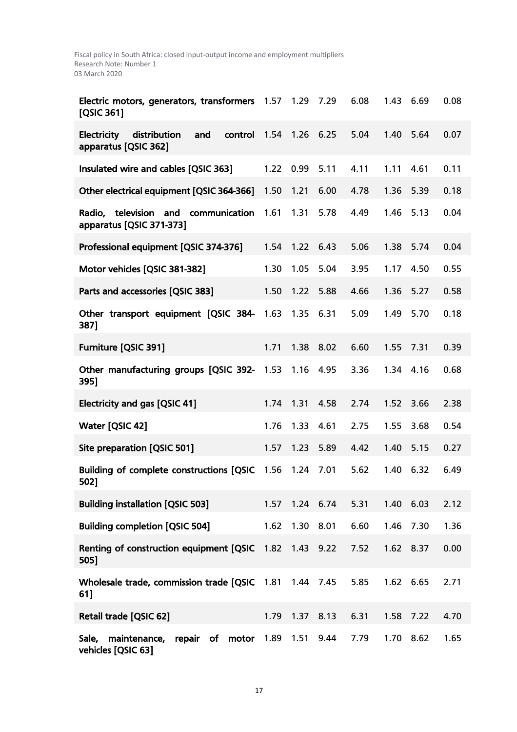| | | | | | | | |
|---|---|---|---|---|---|---|---|
| **Electric motors, generators, transformers [QSIC 361]** | 1.57 | 1.29 | 7.29 | 6.08 | 1.43 | 6.69 | 0.08 |
| **Electricity distribution and control apparatus [QSIC 362]** | 1.54 | 1.26 | 6.25 | 5.04 | 1.40 | 5.64 | 0.07 |
| **Insulated wire and cables [QSIC 363]** | 1.22 | 0.99 | 5.11 | 4.11 | 1.11 | 4.61 | 0.11 |
| **Other electrical equipment [QSIC 364-366]** | 1.50 | 1.21 | 6.00 | 4.78 | 1.36 | 5.39 | 0.18 |
| **Radio, television and communication apparatus [QSIC 371-373]** | 1.61 | 1.31 | 5.78 | 4.49 | 1.46 | 5.13 | 0.04 |
| **Professional equipment [QSIC 374-376]** | 1.54 | 1.22 | 6.43 | 5.06 | 1.38 | 5.74 | 0.04 |
| **Motor vehicles [QSIC 381-382]** | 1.30 | 1.05 | 5.04 | 3.95 | 1.17 | 4.50 | 0.55 |
| **Parts and accessories [QSIC 383]** | 1.50 | 1.22 | 5.88 | 4.66 | 1.36 | 5.27 | 0.58 |
| **Other transport equipment [QSIC 384-387]** | 1.63 | 1.35 | 6.31 | 5.09 | 1.49 | 5.70 | 0.18 |
| **Furniture [QSIC 391]** | 1.71 | 1.38 | 8.02 | 6.60 | 1.55 | 7.31 | 0.39 |
| **Other manufacturing groups [QSIC 392-395]** | 1.53 | 1.16 | 4.95 | 3.36 | 1.34 | 4.16 | 0.68 |
| **Electricity and gas [QSIC 41]** | 1.74 | 1.31 | 4.58 | 2.74 | 1.52 | 3.66 | 2.38 |
| **Water [QSIC 42]** | 1.76 | 1.33 | 4.61 | 2.75 | 1.55 | 3.68 | 0.54 |
| **Site preparation [QSIC 501]** | 1.57 | 1.23 | 5.89 | 4.42 | 1.40 | 5.15 | 0.27 |
| **Building of complete constructions [QSIC 502]** | 1.56 | 1.24 | 7.01 | 5.62 | 1.40 | 6.32 | 6.49 |
| **Building installation [QSIC 503]** | 1.57 | 1.24 | 6.74 | 5.31 | 1.40 | 6.03 | 2.12 |
| **Building completion [QSIC 504]** | 1.62 | 1.30 | 8.01 | 6.60 | 1.46 | 7.30 | 1.36 |
| **Renting of construction equipment [QSIC 505]** | 1.82 | 1.43 | 9.22 | 7.52 | 1.62 | 8.37 | 0.00 |
| **Wholesale trade, commission trade [QSIC 61]** | 1.81 | 1.44 | 7.45 | 5.85 | 1.62 | 6.65 | 2.71 |
| **Retail trade [QSIC 62]** | 1.79 | 1.37 | 8.13 | 6.31 | 1.58 | 7.22 | 4.70 |
| **Sale, maintenance, repair of motor vehicles [QSIC 63]** | 1.89 | 1.51 | 9.44 | 7.79 | 1.70 | 8.62 | 1.65 |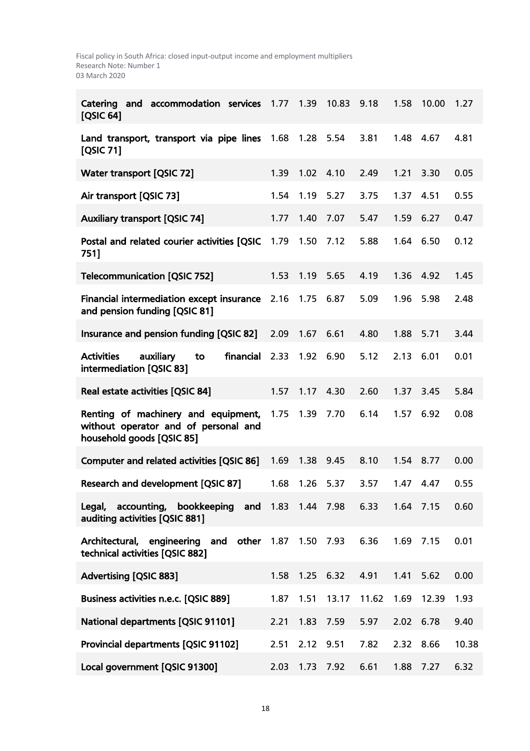| | | | | | | | |
|---|---|---|---|---|---|---|---|
| **Catering and accommodation services [QSIC 64]** | 1.77 | 1.39 | 10.83 | 9.18 | 1.58 | 10.00 | 1.27 |
| **Land transport, transport via pipe lines [QSIC 71]** | 1.68 | 1.28 | 5.54 | 3.81 | 1.48 | 4.67 | 4.81 |
| **Water transport [QSIC 72]** | 1.39 | 1.02 | 4.10 | 2.49 | 1.21 | 3.30 | 0.05 |
| **Air transport [QSIC 73]** | 1.54 | 1.19 | 5.27 | 3.75 | 1.37 | 4.51 | 0.55 |
| **Auxiliary transport [QSIC 74]** | 1.77 | 1.40 | 7.07 | 5.47 | 1.59 | 6.27 | 0.47 |
| **Postal and related courier activities [QSIC 751]** | 1.79 | 1.50 | 7.12 | 5.88 | 1.64 | 6.50 | 0.12 |
| **Telecommunication [QSIC 752]** | 1.53 | 1.19 | 5.65 | 4.19 | 1.36 | 4.92 | 1.45 |
| **Financial intermediation except insurance and pension funding [QSIC 81]** | 2.16 | 1.75 | 6.87 | 5.09 | 1.96 | 5.98 | 2.48 |
| **Insurance and pension funding [QSIC 82]** | 2.09 | 1.67 | 6.61 | 4.80 | 1.88 | 5.71 | 3.44 |
| **Activities auxiliary to financial intermediation [QSIC 83]** | 2.33 | 1.92 | 6.90 | 5.12 | 2.13 | 6.01 | 0.01 |
| **Real estate activities [QSIC 84]** | 1.57 | 1.17 | 4.30 | 2.60 | 1.37 | 3.45 | 5.84 |
| **Renting of machinery and equipment, without operator and of personal and household goods [QSIC 85]** | 1.75 | 1.39 | 7.70 | 6.14 | 1.57 | 6.92 | 0.08 |
| **Computer and related activities [QSIC 86]** | 1.69 | 1.38 | 9.45 | 8.10 | 1.54 | 8.77 | 0.00 |
| **Research and development [QSIC 87]** | 1.68 | 1.26 | 5.37 | 3.57 | 1.47 | 4.47 | 0.55 |
| **Legal, accounting, bookkeeping and auditing activities [QSIC 881]** | 1.83 | 1.44 | 7.98 | 6.33 | 1.64 | 7.15 | 0.60 |
| **Architectural, engineering and other technical activities [QSIC 882]** | 1.87 | 1.50 | 7.93 | 6.36 | 1.69 | 7.15 | 0.01 |
| **Advertising [QSIC 883]** | 1.58 | 1.25 | 6.32 | 4.91 | 1.41 | 5.62 | 0.00 |
| **Business activities n.e.c. [QSIC 889]** | 1.87 | 1.51 | 13.17 | 11.62 | 1.69 | 12.39 | 1.93 |
| **National departments [QSIC 91101]** | 2.21 | 1.83 | 7.59 | 5.97 | 2.02 | 6.78 | 9.40 |
| **Provincial departments [QSIC 91102]** | 2.51 | 2.12 | 9.51 | 7.82 | 2.32 | 8.66 | 10.38 |
| **Local government [QSIC 91300]** | 2.03 | 1.73 | 7.92 | 6.61 | 1.88 | 7.27 | 6.32 |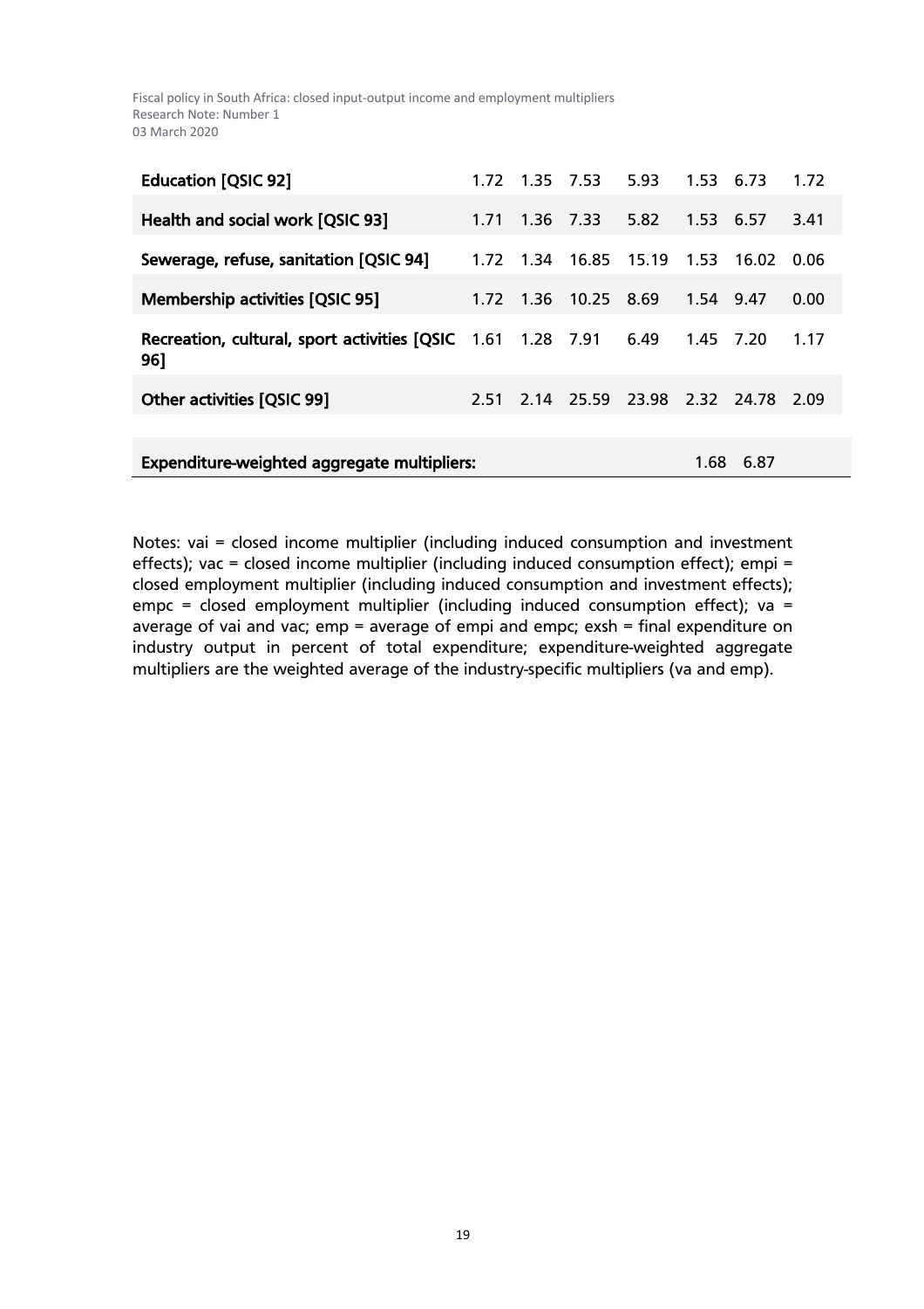| | | | | | | | |
|---|---|---|---|---|---|---|---|
| **Education [QSIC 92]** | 1.72 | 1.35 | 7.53 | 5.93 | 1.53 | 6.73 | 1.72 |
| **Health and social work [QSIC 93]** | 1.71 | 1.36 | 7.33 | 5.82 | 1.53 | 6.57 | 3.41 |
| **Sewerage, refuse, sanitation [QSIC 94]** | 1.72 | 1.34 | 16.85 | 15.19 | 1.53 | 16.02 | 0.06 |
| **Membership activities [QSIC 95]** | 1.72 | 1.36 | 10.25 | 8.69 | 1.54 | 9.47 | 0.00 |
| **Recreation, cultural, sport activities [QSIC 96]** | 1.61 | 1.28 | 7.91 | 6.49 | 1.45 | 7.20 | 1.17 |
| **Other activities [QSIC 99]** | 2.51 | 2.14 | 25.59 | 23.98 | 2.32 | 24.78 | 2.09 |
| | | | | | | | |
| **Expenditure-weighted aggregate multipliers:** | | | | | 1.68 | 6.87 | |

Notes: vai = closed income multiplier (including induced consumption and investment effects); vac = closed income multiplier (including induced consumption effect); empi = closed employment multiplier (including induced consumption and investment effects); empc = closed employment multiplier (including induced consumption effect); va = average of vai and vac; emp = average of empi and empc; exsh = final expenditure on industry output in percent of total expenditure; expenditure-weighted aggregate multipliers are the weighted average of the industry-specific multipliers (va and emp).